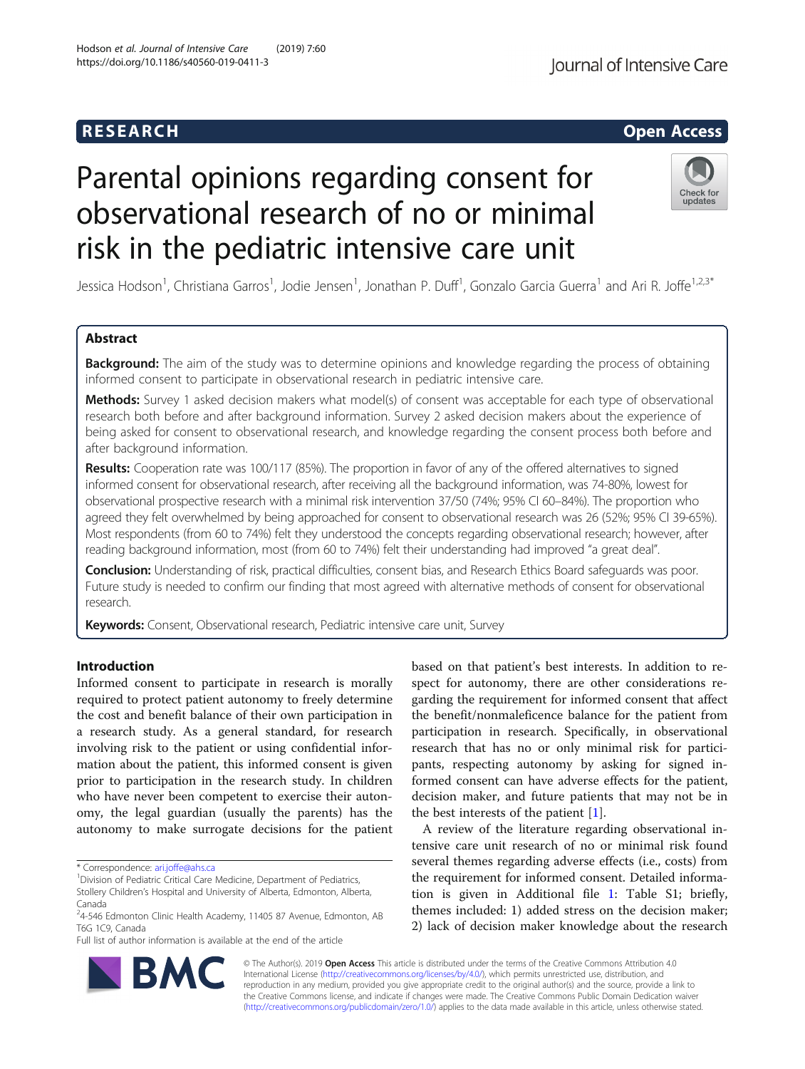RESEARCH

Open Access

# Parental opinions regarding consent for observational research of no or minimal risk in the pediatric intensive care unit

Jessica Hodson[1], Christiana Garros[1], Jodie Jensen[1], Jonathan P. Duff[1], Gonzalo Garcia Guerra[1] and Ari R. Joffe[1,2,3*]

## Abstract

**Background:** The aim of the study was to determine opinions and knowledge regarding the process of obtaining informed consent to participate in observational research in pediatric intensive care.

**Methods:** Survey 1 asked decision makers what model(s) of consent was acceptable for each type of observational research both before and after background information. Survey 2 asked decision makers about the experience of being asked for consent to observational research, and knowledge regarding the consent process both before and after background information.

**Results:** Cooperation rate was 100/117 (85%). The proportion in favor of any of the offered alternatives to signed informed consent for observational research, after receiving all the background information, was 74-80%, lowest for observational prospective research with a minimal risk intervention 37/50 (74%; 95% CI 60–84%). The proportion who agreed they felt overwhelmed by being approached for consent to observational research was 26 (52%; 95% CI 39-65%). Most respondents (from 60 to 74%) felt they understood the concepts regarding observational research; however, after reading background information, most (from 60 to 74%) felt their understanding had improved "a great deal".

**Conclusion:** Understanding of risk, practical difficulties, consent bias, and Research Ethics Board safeguards was poor. Future study is needed to confirm our finding that most agreed with alternative methods of consent for observational research.

**Keywords:** Consent, Observational research, Pediatric intensive care unit, Survey

## Introduction

Informed consent to participate in research is morally required to protect patient autonomy to freely determine the cost and benefit balance of their own participation in a research study. As a general standard, for research involving risk to the patient or using confidential information about the patient, this informed consent is given prior to participation in the research study. In children who have never been competent to exercise their autonomy, the legal guardian (usually the parents) has the autonomy to make surrogate decisions for the patient based on that patient's best interests. In addition to respect for autonomy, there are other considerations regarding the requirement for informed consent that affect the benefit/nonmaleficence balance for the patient from participation in research. Specifically, in observational research that has no or only minimal risk for participants, respecting autonomy by asking for signed informed consent can have adverse effects for the patient, decision maker, and future patients that may not be in the best interests of the patient [1].

A review of the literature regarding observational intensive care unit research of no or minimal risk found several themes regarding adverse effects (i.e., costs) from the requirement for informed consent. Detailed information is given in Additional file 1: Table S1; briefly, themes included: 1) added stress on the decision maker; 2) lack of decision maker knowledge about the research

\* Correspondence: ari.joffe@ahs.ca

[1] Division of Pediatric Critical Care Medicine, Department of Pediatrics, Stollery Children's Hospital and University of Alberta, Edmonton, Alberta, Canada

[2] 4-546 Edmonton Clinic Health Academy, 11405 87 Avenue, Edmonton, AB T6G 1C9, Canada

Full list of author information is available at the end of the article

© The Author(s). 2019 **Open Access** This article is distributed under the terms of the Creative Commons Attribution 4.0 International License (http://creativecommons.org/licenses/by/4.0/), which permits unrestricted use, distribution, and reproduction in any medium, provided you give appropriate credit to the original author(s) and the source, provide a link to the Creative Commons license, and indicate if changes were made. The Creative Commons Public Domain Dedication waiver (http://creativecommons.org/publicdomain/zero/1.0/) applies to the data made available in this article, unless otherwise stated.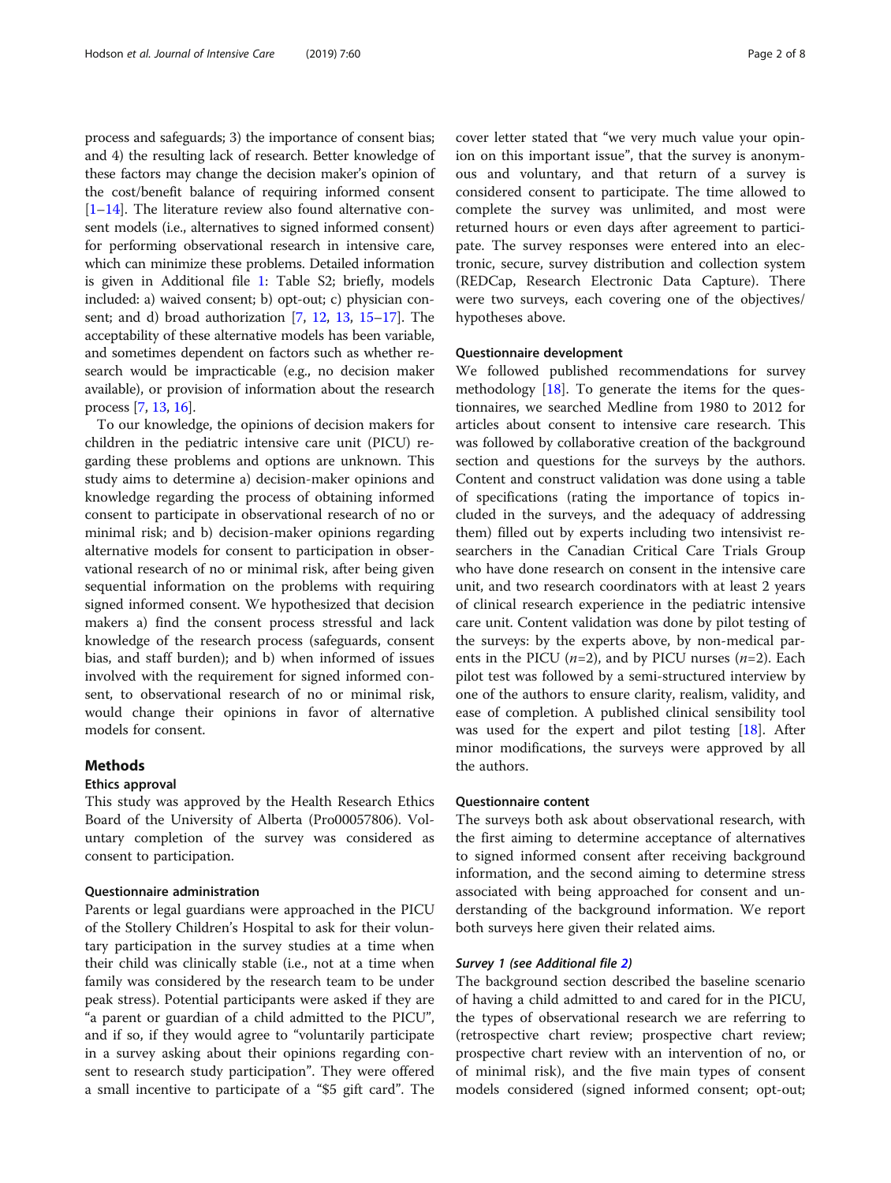process and safeguards; 3) the importance of consent bias; and 4) the resulting lack of research. Better knowledge of these factors may change the decision maker's opinion of the cost/benefit balance of requiring informed consent [1–14]. The literature review also found alternative consent models (i.e., alternatives to signed informed consent) for performing observational research in intensive care, which can minimize these problems. Detailed information is given in Additional file 1: Table S2; briefly, models included: a) waived consent; b) opt-out; c) physician consent; and d) broad authorization [7, 12, 13, 15–17]. The acceptability of these alternative models has been variable, and sometimes dependent on factors such as whether research would be impracticable (e.g., no decision maker available), or provision of information about the research process [7, 13, 16].

To our knowledge, the opinions of decision makers for children in the pediatric intensive care unit (PICU) regarding these problems and options are unknown. This study aims to determine a) decision-maker opinions and knowledge regarding the process of obtaining informed consent to participate in observational research of no or minimal risk; and b) decision-maker opinions regarding alternative models for consent to participation in observational research of no or minimal risk, after being given sequential information on the problems with requiring signed informed consent. We hypothesized that decision makers a) find the consent process stressful and lack knowledge of the research process (safeguards, consent bias, and staff burden); and b) when informed of issues involved with the requirement for signed informed consent, to observational research of no or minimal risk, would change their opinions in favor of alternative models for consent.

## Methods

### Ethics approval

This study was approved by the Health Research Ethics Board of the University of Alberta (Pro00057806). Voluntary completion of the survey was considered as consent to participation.

### Questionnaire administration

Parents or legal guardians were approached in the PICU of the Stollery Children's Hospital to ask for their voluntary participation in the survey studies at a time when their child was clinically stable (i.e., not at a time when family was considered by the research team to be under peak stress). Potential participants were asked if they are "a parent or guardian of a child admitted to the PICU", and if so, if they would agree to "voluntarily participate in a survey asking about their opinions regarding consent to research study participation". They were offered a small incentive to participate of a "$5 gift card". The cover letter stated that "we very much value your opinion on this important issue", that the survey is anonymous and voluntary, and that return of a survey is considered consent to participate. The time allowed to complete the survey was unlimited, and most were returned hours or even days after agreement to participate. The survey responses were entered into an electronic, secure, survey distribution and collection system (REDCap, Research Electronic Data Capture). There were two surveys, each covering one of the objectives/hypotheses above.

### Questionnaire development

We followed published recommendations for survey methodology [18]. To generate the items for the questionnaires, we searched Medline from 1980 to 2012 for articles about consent to intensive care research. This was followed by collaborative creation of the background section and questions for the surveys by the authors. Content and construct validation was done using a table of specifications (rating the importance of topics included in the surveys, and the adequacy of addressing them) filled out by experts including two intensivist researchers in the Canadian Critical Care Trials Group who have done research on consent in the intensive care unit, and two research coordinators with at least 2 years of clinical research experience in the pediatric intensive care unit. Content validation was done by pilot testing of the surveys: by the experts above, by non-medical parents in the PICU ($n$=2), and by PICU nurses ($n$=2). Each pilot test was followed by a semi-structured interview by one of the authors to ensure clarity, realism, validity, and ease of completion. A published clinical sensibility tool was used for the expert and pilot testing [18]. After minor modifications, the surveys were approved by all the authors.

### Questionnaire content

The surveys both ask about observational research, with the first aiming to determine acceptance of alternatives to signed informed consent after receiving background information, and the second aiming to determine stress associated with being approached for consent and understanding of the background information. We report both surveys here given their related aims.

#### *Survey 1 (see Additional file 2)*

The background section described the baseline scenario of having a child admitted to and cared for in the PICU, the types of observational research we are referring to (retrospective chart review; prospective chart review; prospective chart review with an intervention of no, or of minimal risk), and the five main types of consent models considered (signed informed consent; opt-out;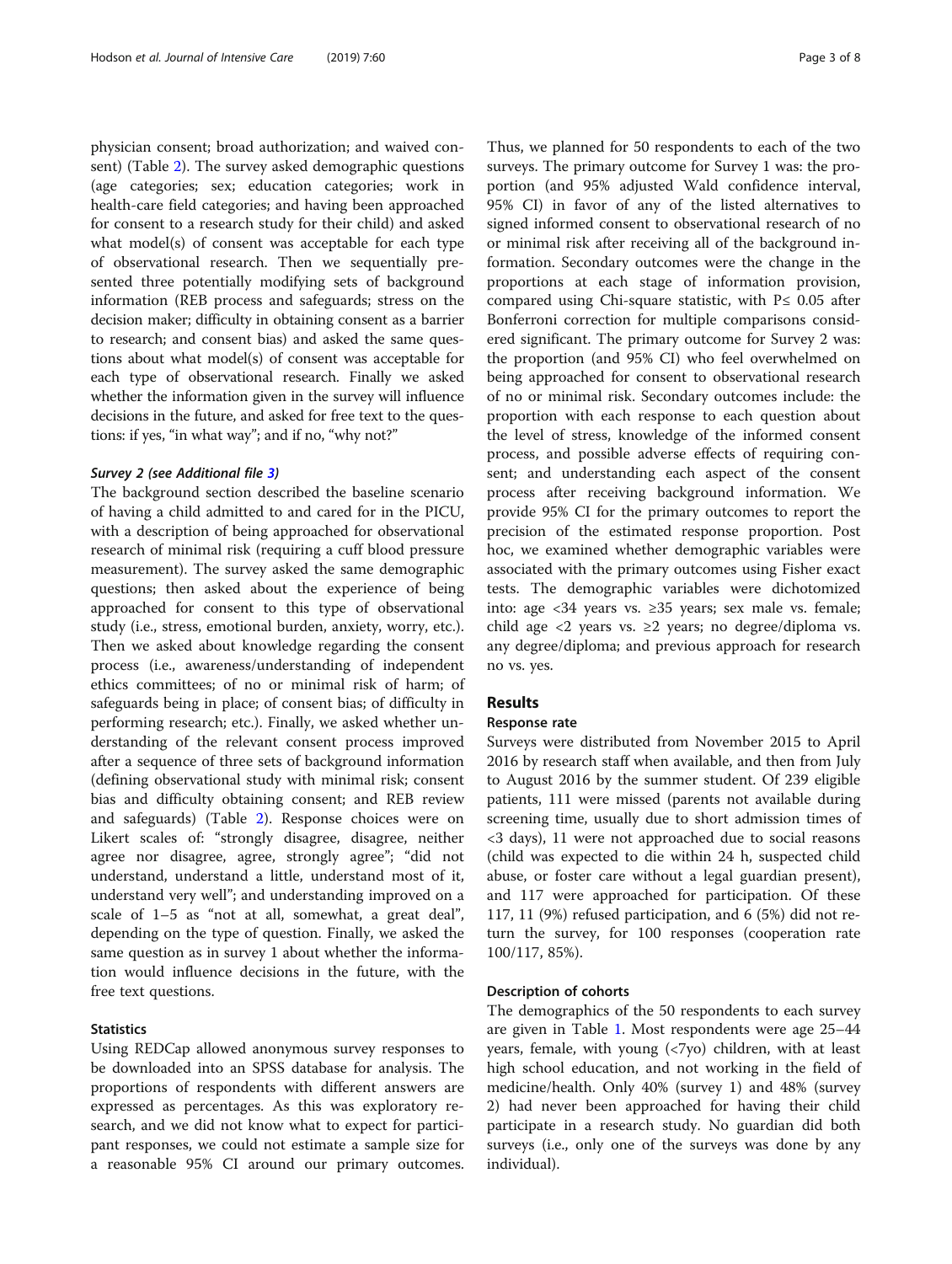physician consent; broad authorization; and waived consent) (Table 2). The survey asked demographic questions (age categories; sex; education categories; work in health-care field categories; and having been approached for consent to a research study for their child) and asked what model(s) of consent was acceptable for each type of observational research. Then we sequentially presented three potentially modifying sets of background information (REB process and safeguards; stress on the decision maker; difficulty in obtaining consent as a barrier to research; and consent bias) and asked the same questions about what model(s) of consent was acceptable for each type of observational research. Finally we asked whether the information given in the survey will influence decisions in the future, and asked for free text to the questions: if yes, "in what way"; and if no, "why not?"

#### *Survey 2 (see Additional file 3)*

The background section described the baseline scenario of having a child admitted to and cared for in the PICU, with a description of being approached for observational research of minimal risk (requiring a cuff blood pressure measurement). The survey asked the same demographic questions; then asked about the experience of being approached for consent to this type of observational study (i.e., stress, emotional burden, anxiety, worry, etc.). Then we asked about knowledge regarding the consent process (i.e., awareness/understanding of independent ethics committees; of no or minimal risk of harm; of safeguards being in place; of consent bias; of difficulty in performing research; etc.). Finally, we asked whether understanding of the relevant consent process improved after a sequence of three sets of background information (defining observational study with minimal risk; consent bias and difficulty obtaining consent; and REB review and safeguards) (Table 2). Response choices were on Likert scales of: "strongly disagree, disagree, neither agree nor disagree, agree, strongly agree"; "did not understand, understand a little, understand most of it, understand very well"; and understanding improved on a scale of 1–5 as "not at all, somewhat, a great deal", depending on the type of question. Finally, we asked the same question as in survey 1 about whether the information would influence decisions in the future, with the free text questions.

### Statistics

Using REDCap allowed anonymous survey responses to be downloaded into an SPSS database for analysis. The proportions of respondents with different answers are expressed as percentages. As this was exploratory research, and we did not know what to expect for participant responses, we could not estimate a sample size for a reasonable 95% CI around our primary outcomes. Thus, we planned for 50 respondents to each of the two surveys. The primary outcome for Survey 1 was: the proportion (and 95% adjusted Wald confidence interval, 95% CI) in favor of any of the listed alternatives to signed informed consent to observational research of no or minimal risk after receiving all of the background information. Secondary outcomes were the change in the proportions at each stage of information provision, compared using Chi-square statistic, with $P \leq 0.05$ after Bonferroni correction for multiple comparisons considered significant. The primary outcome for Survey 2 was: the proportion (and 95% CI) who feel overwhelmed on being approached for consent to observational research of no or minimal risk. Secondary outcomes include: the proportion with each response to each question about the level of stress, knowledge of the informed consent process, and possible adverse effects of requiring consent; and understanding each aspect of the consent process after receiving background information. We provide 95% CI for the primary outcomes to report the precision of the estimated response proportion. Post hoc, we examined whether demographic variables were associated with the primary outcomes using Fisher exact tests. The demographic variables were dichotomized into: age <34 years vs. ≥35 years; sex male vs. female; child age <2 years vs. ≥2 years; no degree/diploma vs. any degree/diploma; and previous approach for research no vs. yes.

## Results

### Response rate

Surveys were distributed from November 2015 to April 2016 by research staff when available, and then from July to August 2016 by the summer student. Of 239 eligible patients, 111 were missed (parents not available during screening time, usually due to short admission times of <3 days), 11 were not approached due to social reasons (child was expected to die within 24 h, suspected child abuse, or foster care without a legal guardian present), and 117 were approached for participation. Of these 117, 11 (9%) refused participation, and 6 (5%) did not return the survey, for 100 responses (cooperation rate 100/117, 85%).

### Description of cohorts

The demographics of the 50 respondents to each survey are given in Table 1. Most respondents were age 25–44 years, female, with young (<7yo) children, with at least high school education, and not working in the field of medicine/health. Only 40% (survey 1) and 48% (survey 2) had never been approached for having their child participate in a research study. No guardian did both surveys (i.e., only one of the surveys was done by any individual).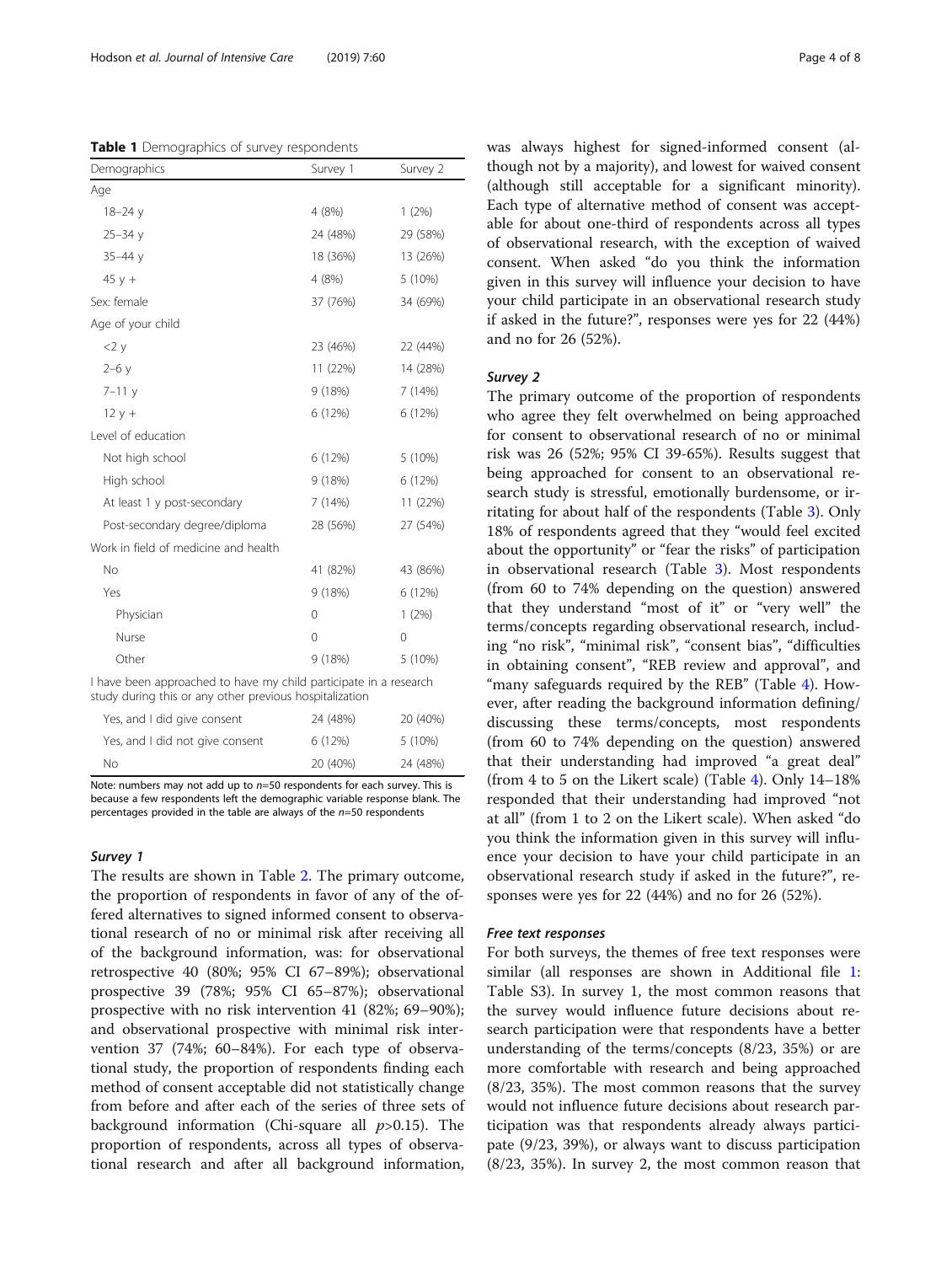**Table 1** Demographics of survey respondents

| Demographics | Survey 1 | Survey 2 |
|---|---|---|
| Age | | |
| 18–24 y | 4 (8%) | 1 (2%) |
| 25–34 y | 24 (48%) | 29 (58%) |
| 35–44 y | 18 (36%) | 13 (26%) |
| 45 y + | 4 (8%) | 5 (10%) |
| Sex: female | 37 (76%) | 34 (69%) |
| Age of your child | | |
| <2 y | 23 (46%) | 22 (44%) |
| 2–6 y | 11 (22%) | 14 (28%) |
| 7–11 y | 9 (18%) | 7 (14%) |
| 12 y + | 6 (12%) | 6 (12%) |
| Level of education | | |
| Not high school | 6 (12%) | 5 (10%) |
| High school | 9 (18%) | 6 (12%) |
| At least 1 y post-secondary | 7 (14%) | 11 (22%) |
| Post-secondary degree/diploma | 28 (56%) | 27 (54%) |
| Work in field of medicine and health | | |
| No | 41 (82%) | 43 (86%) |
| Yes | 9 (18%) | 6 (12%) |
| Physician | 0 | 1 (2%) |
| Nurse | 0 | 0 |
| Other | 9 (18%) | 5 (10%) |
| I have been approached to have my child participate in a research study during this or any other previous hospitalization | | |
| Yes, and I did give consent | 24 (48%) | 20 (40%) |
| Yes, and I did not give consent | 6 (12%) | 5 (10%) |
| No | 20 (40%) | 24 (48%) |

Note: numbers may not add up to $n$=50 respondents for each survey. This is because a few respondents left the demographic variable response blank. The percentages provided in the table are always of the $n$=50 respondents

### *Survey 1*

The results are shown in Table 2. The primary outcome, the proportion of respondents in favor of any of the offered alternatives to signed informed consent to observational research of no or minimal risk after receiving all of the background information, was: for observational retrospective 40 (80%; 95% CI 67–89%); observational prospective 39 (78%; 95% CI 65–87%); observational prospective with no risk intervention 41 (82%; 69–90%); and observational prospective with minimal risk intervention 37 (74%; 60–84%). For each type of observational study, the proportion of respondents finding each method of consent acceptable did not statistically change from before and after each of the series of three sets of background information (Chi-square all $p$>0.15). The proportion of respondents, across all types of observational research and after all background information, was always highest for signed-informed consent (although not by a majority), and lowest for waived consent (although still acceptable for a significant minority). Each type of alternative method of consent was acceptable for about one-third of respondents across all types of observational research, with the exception of waived consent. When asked "do you think the information given in this survey will influence your decision to have your child participate in an observational research study if asked in the future?", responses were yes for 22 (44%) and no for 26 (52%).

### *Survey 2*

The primary outcome of the proportion of respondents who agree they felt overwhelmed on being approached for consent to observational research of no or minimal risk was 26 (52%; 95% CI 39-65%). Results suggest that being approached for consent to an observational research study is stressful, emotionally burdensome, or irritating for about half of the respondents (Table 3). Only 18% of respondents agreed that they "would feel excited about the opportunity" or "fear the risks" of participation in observational research (Table 3). Most respondents (from 60 to 74% depending on the question) answered that they understand "most of it" or "very well" the terms/concepts regarding observational research, including "no risk", "minimal risk", "consent bias", "difficulties in obtaining consent", "REB review and approval", and "many safeguards required by the REB" (Table 4). However, after reading the background information defining/discussing these terms/concepts, most respondents (from 60 to 74% depending on the question) answered that their understanding had improved "a great deal" (from 4 to 5 on the Likert scale) (Table 4). Only 14–18% responded that their understanding had improved "not at all" (from 1 to 2 on the Likert scale). When asked "do you think the information given in this survey will influence your decision to have your child participate in an observational research study if asked in the future?", responses were yes for 22 (44%) and no for 26 (52%).

### *Free text responses*

For both surveys, the themes of free text responses were similar (all responses are shown in Additional file 1: Table S3). In survey 1, the most common reasons that the survey would influence future decisions about research participation were that respondents have a better understanding of the terms/concepts (8/23, 35%) or are more comfortable with research and being approached (8/23, 35%). The most common reasons that the survey would not influence future decisions about research participation was that respondents already always participate (9/23, 39%), or always want to discuss participation (8/23, 35%). In survey 2, the most common reason that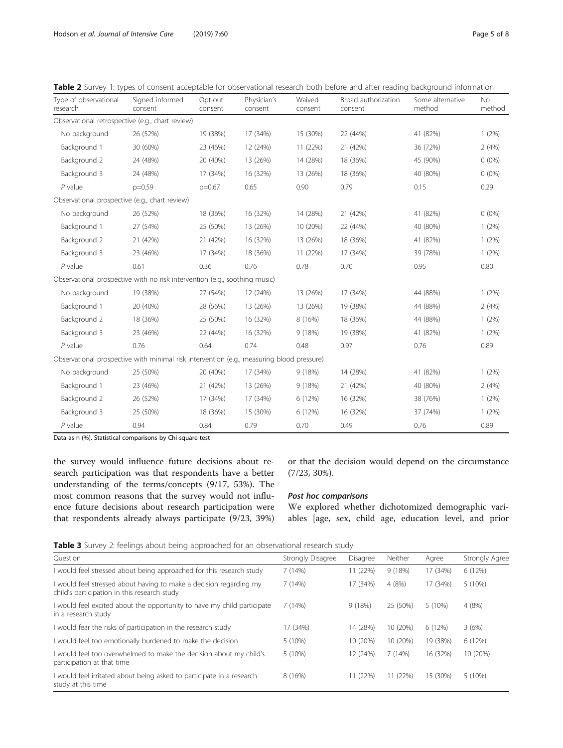**Table 2** Survey 1: types of consent acceptable for observational research both before and after reading background information

| Type of observational research | Signed informed consent | Opt-out consent | Physician's consent | Waived consent | Broad authorization consent | Some alternative method | No method |
|---|---|---|---|---|---|---|---|
| Observational retrospective (e.g., chart review) | | | | | | | |
| No background | 26 (52%) | 19 (38%) | 17 (34%) | 15 (30%) | 22 (44%) | 41 (82%) | 1 (2%) |
| Background 1 | 30 (60%) | 23 (46%) | 12 (24%) | 11 (22%) | 21 (42%) | 36 (72%) | 2 (4%) |
| Background 2 | 24 (48%) | 20 (40%) | 13 (26%) | 14 (28%) | 18 (36%) | 45 (90%) | 0 (0%) |
| Background 3 | 24 (48%) | 17 (34%) | 16 (32%) | 13 (26%) | 18 (36%) | 40 (80%) | 0 (0%) |
| *P* value | p=0.59 | p=0.67 | 0.65 | 0.90 | 0.79 | 0.15 | 0.29 |
| Observational prospective (e.g., chart review) | | | | | | | |
| No background | 26 (52%) | 18 (36%) | 16 (32%) | 14 (28%) | 21 (42%) | 41 (82%) | 0 (0%) |
| Background 1 | 27 (54%) | 25 (50%) | 13 (26%) | 10 (20%) | 22 (44%) | 40 (80%) | 1 (2%) |
| Background 2 | 21 (42%) | 21 (42%) | 16 (32%) | 13 (26%) | 18 (36%) | 41 (82%) | 1 (2%) |
| Background 3 | 23 (46%) | 17 (34%) | 18 (36%) | 11 (22%) | 17 (34%) | 39 (78%) | 1 (2%) |
| *P* value | 0.61 | 0.36 | 0.76 | 0.78 | 0.70 | 0.95 | 0.80 |
| Observational prospective with no risk intervention (e.g., soothing music) | | | | | | | |
| No background | 19 (38%) | 27 (54%) | 12 (24%) | 13 (26%) | 17 (34%) | 44 (88%) | 1 (2%) |
| Background 1 | 20 (40%) | 28 (56%) | 13 (26%) | 13 (26%) | 19 (38%) | 44 (88%) | 2 (4%) |
| Background 2 | 18 (36%) | 25 (50%) | 16 (32%) | 8 (16%) | 18 (36%) | 44 (88%) | 1 (2%) |
| Background 3 | 23 (46%) | 22 (44%) | 16 (32%) | 9 (18%) | 19 (38%) | 41 (82%) | 1 (2%) |
| *P* value | 0.76 | 0.64 | 0.74 | 0.48 | 0.97 | 0.76 | 0.89 |
| Observational prospective with minimal risk intervention (e.g., measuring blood pressure) | | | | | | | |
| No background | 25 (50%) | 20 (40%) | 17 (34%) | 9 (18%) | 14 (28%) | 41 (82%) | 1 (2%) |
| Background 1 | 23 (46%) | 21 (42%) | 13 (26%) | 9 (18%) | 21 (42%) | 40 (80%) | 2 (4%) |
| Background 2 | 26 (52%) | 17 (34%) | 17 (34%) | 6 (12%) | 16 (32%) | 38 (76%) | 1 (2%) |
| Background 3 | 25 (50%) | 18 (36%) | 15 (30%) | 6 (12%) | 16 (32%) | 37 (74%) | 1 (2%) |
| *P* value | 0.94 | 0.84 | 0.79 | 0.70 | 0.49 | 0.76 | 0.89 |

Data as n (%). Statistical comparisons by Chi-square test

the survey would influence future decisions about research participation was that respondents have a better understanding of the terms/concepts (9/17, 53%). The most common reasons that the survey would not influence future decisions about research participation were that respondents already always participate (9/23, 39%) or that the decision would depend on the circumstance (7/23, 30%).

#### *Post hoc comparisons*

We explored whether dichotomized demographic variables [age, sex, child age, education level, and prior

**Table 3** Survey 2: feelings about being approached for an observational research study

| Question | Strongly Disagree | Disagree | Neither | Agree | Strongly Agree |
|---|---|---|---|---|---|
| I would feel stressed about being approached for this research study | 7 (14%) | 11 (22%) | 9 (18%) | 17 (34%) | 6 (12%) |
| I would feel stressed about having to make a decision regarding my child's participation in this research study | 7 (14%) | 17 (34%) | 4 (8%) | 17 (34%) | 5 (10%) |
| I would feel excited about the opportunity to have my child participate in a research study | 7 (14%) | 9 (18%) | 25 (50%) | 5 (10%) | 4 (8%) |
| I would fear the risks of participation in the research study | 17 (34%) | 14 (28%) | 10 (20%) | 6 (12%) | 3 (6%) |
| I would feel too emotionally burdened to make the decision | 5 (10%) | 10 (20%) | 10 (20%) | 19 (38%) | 6 (12%) |
| I would feel too overwhelmed to make the decision about my child's participation at that time | 5 (10%) | 12 (24%) | 7 (14%) | 16 (32%) | 10 (20%) |
| I would feel irritated about being asked to participate in a research study at this time | 8 (16%) | 11 (22%) | 11 (22%) | 15 (30%) | 5 (10%) |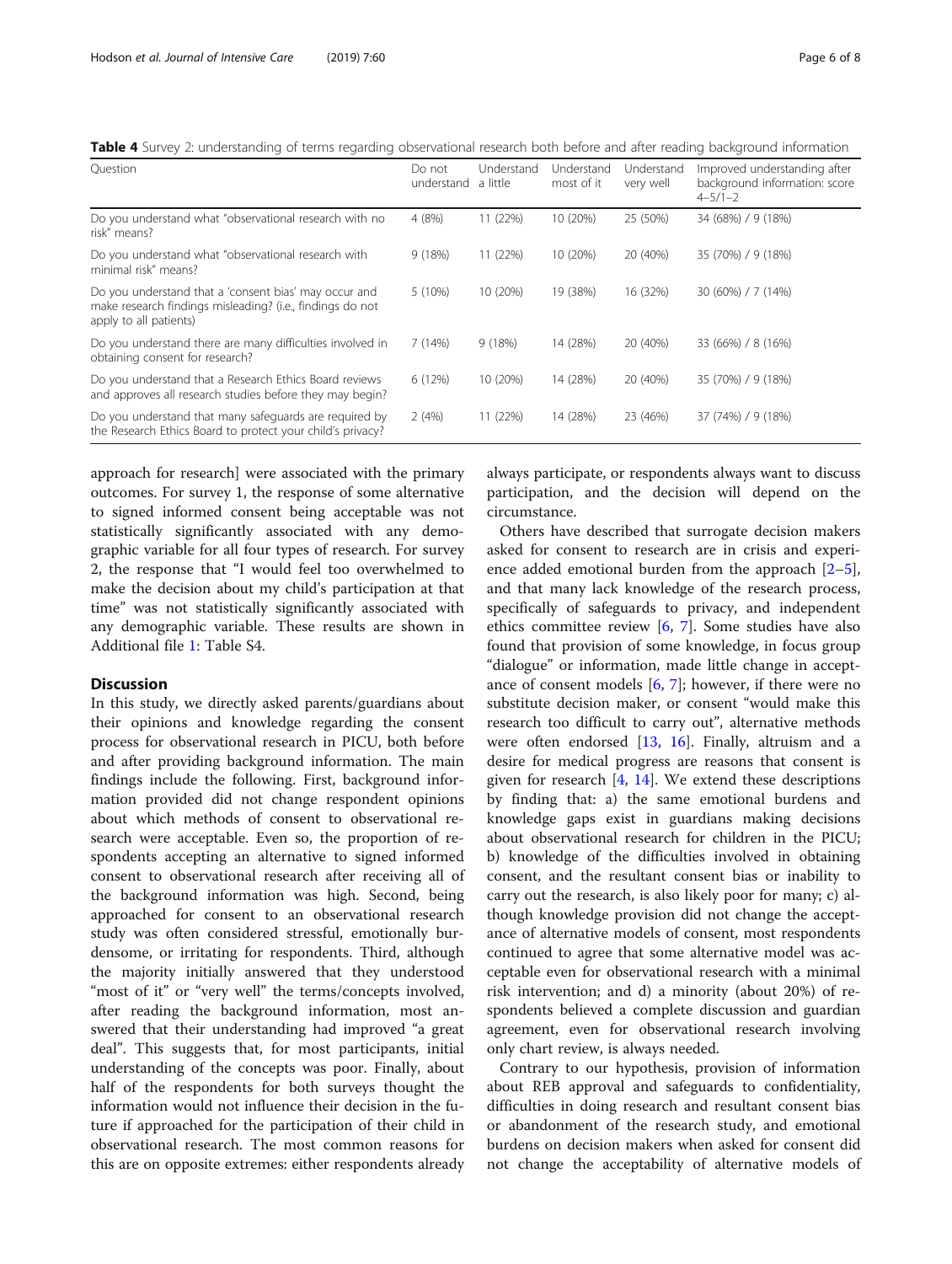**Table 4** Survey 2: understanding of terms regarding observational research both before and after reading background information

| Question | Do not understand | Understand a little | Understand most of it | Understand very well | Improved understanding after background information: score 4–5/1–2 |
|---|---|---|---|---|---|
| Do you understand what "observational research with no risk" means? | 4 (8%) | 11 (22%) | 10 (20%) | 25 (50%) | 34 (68%) / 9 (18%) |
| Do you understand what "observational research with minimal risk" means? | 9 (18%) | 11 (22%) | 10 (20%) | 20 (40%) | 35 (70%) / 9 (18%) |
| Do you understand that a 'consent bias' may occur and make research findings misleading? (i.e., findings do not apply to all patients) | 5 (10%) | 10 (20%) | 19 (38%) | 16 (32%) | 30 (60%) / 7 (14%) |
| Do you understand there are many difficulties involved in obtaining consent for research? | 7 (14%) | 9 (18%) | 14 (28%) | 20 (40%) | 33 (66%) / 8 (16%) |
| Do you understand that a Research Ethics Board reviews and approves all research studies before they may begin? | 6 (12%) | 10 (20%) | 14 (28%) | 20 (40%) | 35 (70%) / 9 (18%) |
| Do you understand that many safeguards are required by the Research Ethics Board to protect your child's privacy? | 2 (4%) | 11 (22%) | 14 (28%) | 23 (46%) | 37 (74%) / 9 (18%) |

approach for research] were associated with the primary outcomes. For survey 1, the response of some alternative to signed informed consent being acceptable was not statistically significantly associated with any demographic variable for all four types of research. For survey 2, the response that "I would feel too overwhelmed to make the decision about my child's participation at that time" was not statistically significantly associated with any demographic variable. These results are shown in Additional file 1: Table S4.

## Discussion

In this study, we directly asked parents/guardians about their opinions and knowledge regarding the consent process for observational research in PICU, both before and after providing background information. The main findings include the following. First, background information provided did not change respondent opinions about which methods of consent to observational research were acceptable. Even so, the proportion of respondents accepting an alternative to signed informed consent to observational research after receiving all of the background information was high. Second, being approached for consent to an observational research study was often considered stressful, emotionally burdensome, or irritating for respondents. Third, although the majority initially answered that they understood "most of it" or "very well" the terms/concepts involved, after reading the background information, most answered that their understanding had improved "a great deal". This suggests that, for most participants, initial understanding of the concepts was poor. Finally, about half of the respondents for both surveys thought the information would not influence their decision in the future if approached for the participation of their child in observational research. The most common reasons for this are on opposite extremes: either respondents already always participate, or respondents always want to discuss participation, and the decision will depend on the circumstance.

Others have described that surrogate decision makers asked for consent to research are in crisis and experience added emotional burden from the approach [2–5], and that many lack knowledge of the research process, specifically of safeguards to privacy, and independent ethics committee review [6, 7]. Some studies have also found that provision of some knowledge, in focus group "dialogue" or information, made little change in acceptance of consent models [6, 7]; however, if there were no substitute decision maker, or consent "would make this research too difficult to carry out", alternative methods were often endorsed [13, 16]. Finally, altruism and a desire for medical progress are reasons that consent is given for research [4, 14]. We extend these descriptions by finding that: a) the same emotional burdens and knowledge gaps exist in guardians making decisions about observational research for children in the PICU; b) knowledge of the difficulties involved in obtaining consent, and the resultant consent bias or inability to carry out the research, is also likely poor for many; c) although knowledge provision did not change the acceptance of alternative models of consent, most respondents continued to agree that some alternative model was acceptable even for observational research with a minimal risk intervention; and d) a minority (about 20%) of respondents believed a complete discussion and guardian agreement, even for observational research involving only chart review, is always needed.

Contrary to our hypothesis, provision of information about REB approval and safeguards to confidentiality, difficulties in doing research and resultant consent bias or abandonment of the research study, and emotional burdens on decision makers when asked for consent did not change the acceptability of alternative models of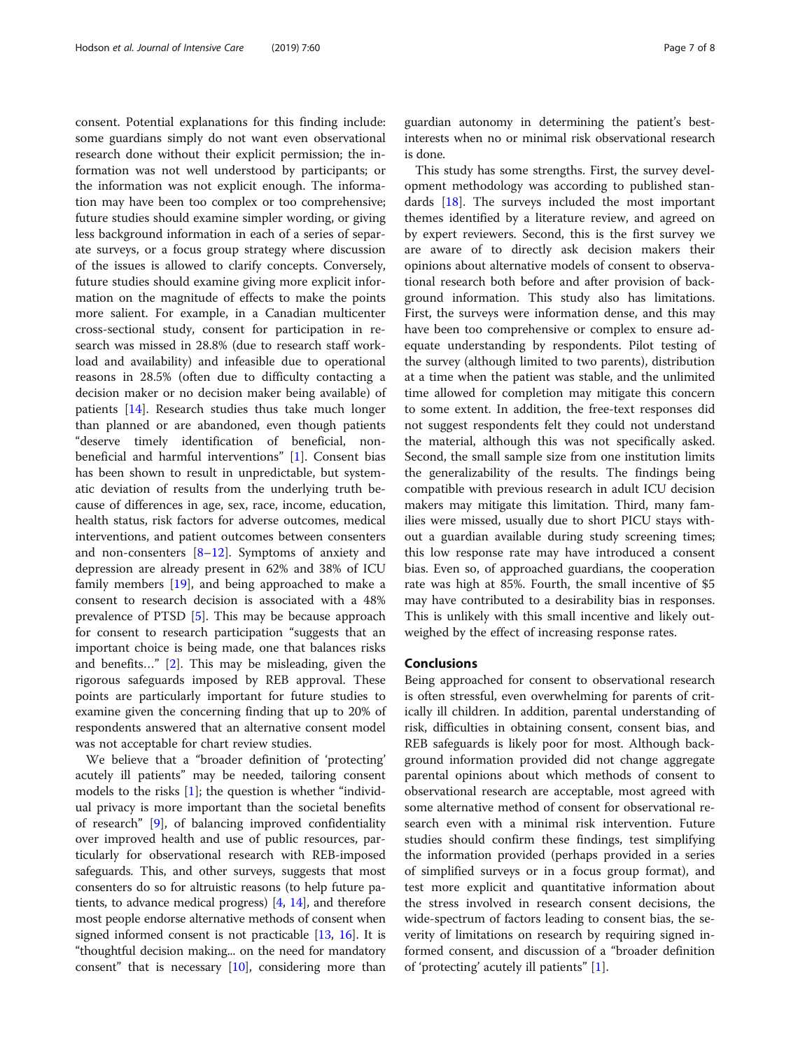consent. Potential explanations for this finding include: some guardians simply do not want even observational research done without their explicit permission; the information was not well understood by participants; or the information was not explicit enough. The information may have been too complex or too comprehensive; future studies should examine simpler wording, or giving less background information in each of a series of separate surveys, or a focus group strategy where discussion of the issues is allowed to clarify concepts. Conversely, future studies should examine giving more explicit information on the magnitude of effects to make the points more salient. For example, in a Canadian multicenter cross-sectional study, consent for participation in research was missed in 28.8% (due to research staff workload and availability) and infeasible due to operational reasons in 28.5% (often due to difficulty contacting a decision maker or no decision maker being available) of patients [14]. Research studies thus take much longer than planned or are abandoned, even though patients "deserve timely identification of beneficial, non-beneficial and harmful interventions" [1]. Consent bias has been shown to result in unpredictable, but systematic deviation of results from the underlying truth because of differences in age, sex, race, income, education, health status, risk factors for adverse outcomes, medical interventions, and patient outcomes between consenters and non-consenters [8–12]. Symptoms of anxiety and depression are already present in 62% and 38% of ICU family members [19], and being approached to make a consent to research decision is associated with a 48% prevalence of PTSD [5]. This may be because approach for consent to research participation "suggests that an important choice is being made, one that balances risks and benefits…" [2]. This may be misleading, given the rigorous safeguards imposed by REB approval. These points are particularly important for future studies to examine given the concerning finding that up to 20% of respondents answered that an alternative consent model was not acceptable for chart review studies.

We believe that a "broader definition of 'protecting' acutely ill patients" may be needed, tailoring consent models to the risks [1]; the question is whether "individual privacy is more important than the societal benefits of research" [9], of balancing improved confidentiality over improved health and use of public resources, particularly for observational research with REB-imposed safeguards. This, and other surveys, suggests that most consenters do so for altruistic reasons (to help future patients, to advance medical progress) [4, 14], and therefore most people endorse alternative methods of consent when signed informed consent is not practicable [13, 16]. It is "thoughtful decision making... on the need for mandatory consent" that is necessary [10], considering more than guardian autonomy in determining the patient's best-interests when no or minimal risk observational research is done.

This study has some strengths. First, the survey development methodology was according to published standards [18]. The surveys included the most important themes identified by a literature review, and agreed on by expert reviewers. Second, this is the first survey we are aware of to directly ask decision makers their opinions about alternative models of consent to observational research both before and after provision of background information. This study also has limitations. First, the surveys were information dense, and this may have been too comprehensive or complex to ensure adequate understanding by respondents. Pilot testing of the survey (although limited to two parents), distribution at a time when the patient was stable, and the unlimited time allowed for completion may mitigate this concern to some extent. In addition, the free-text responses did not suggest respondents felt they could not understand the material, although this was not specifically asked. Second, the small sample size from one institution limits the generalizability of the results. The findings being compatible with previous research in adult ICU decision makers may mitigate this limitation. Third, many families were missed, usually due to short PICU stays without a guardian available during study screening times; this low response rate may have introduced a consent bias. Even so, of approached guardians, the cooperation rate was high at 85%. Fourth, the small incentive of $5 may have contributed to a desirability bias in responses. This is unlikely with this small incentive and likely outweighed by the effect of increasing response rates.

## Conclusions

Being approached for consent to observational research is often stressful, even overwhelming for parents of critically ill children. In addition, parental understanding of risk, difficulties in obtaining consent, consent bias, and REB safeguards is likely poor for most. Although background information provided did not change aggregate parental opinions about which methods of consent to observational research are acceptable, most agreed with some alternative method of consent for observational research even with a minimal risk intervention. Future studies should confirm these findings, test simplifying the information provided (perhaps provided in a series of simplified surveys or in a focus group format), and test more explicit and quantitative information about the stress involved in research consent decisions, the wide-spectrum of factors leading to consent bias, the severity of limitations on research by requiring signed informed consent, and discussion of a "broader definition of 'protecting' acutely ill patients" [1].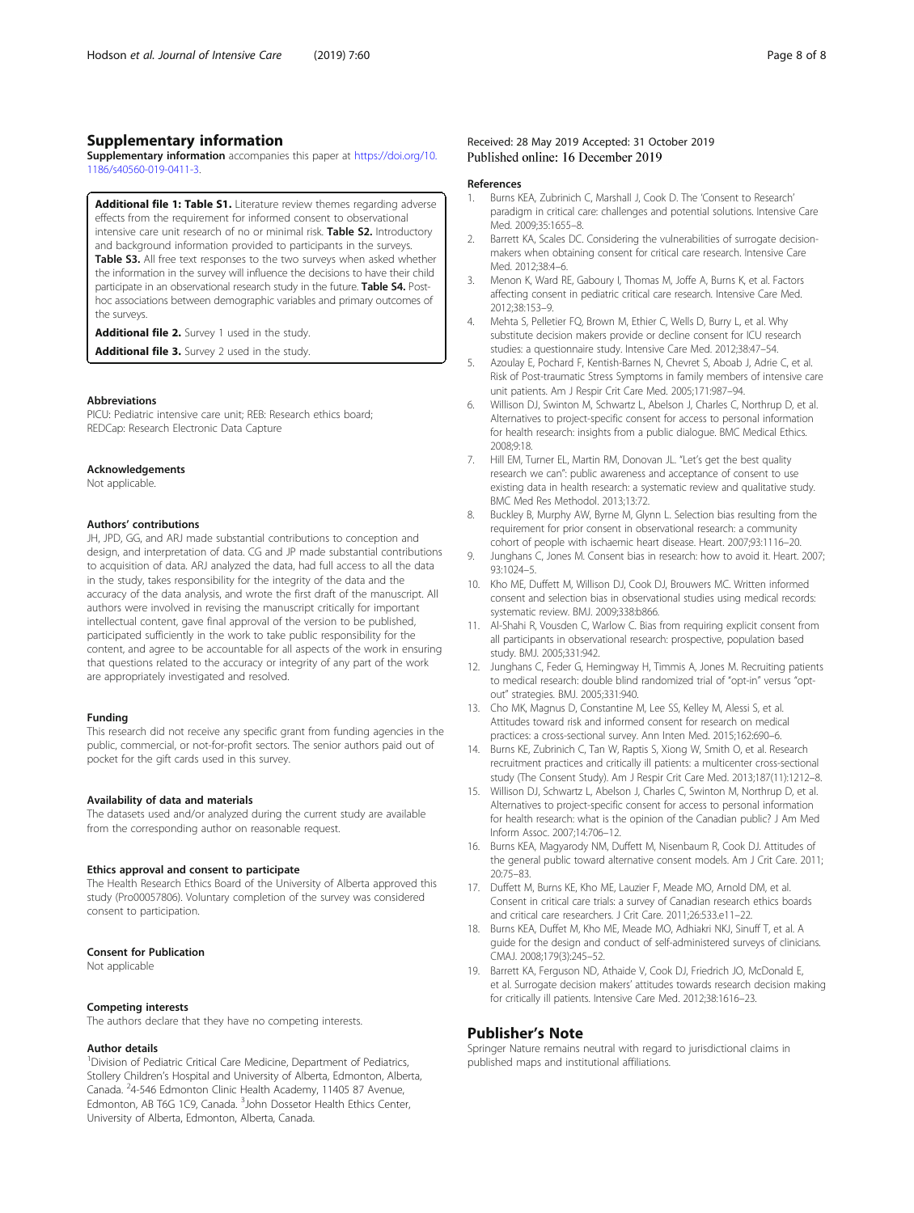## Supplementary information

**Supplementary information** accompanies this paper at https://doi.org/10.1186/s40560-019-0411-3.

**Additional file 1: Table S1.** Literature review themes regarding adverse effects from the requirement for informed consent to observational intensive care unit research of no or minimal risk. **Table S2.** Introductory and background information provided to participants in the surveys. **Table S3.** All free text responses to the two surveys when asked whether the information in the survey will influence the decisions to have their child participate in an observational research study in the future. **Table S4.** Post-hoc associations between demographic variables and primary outcomes of the surveys.

**Additional file 2.** Survey 1 used in the study.

**Additional file 3.** Survey 2 used in the study.

#### Abbreviations

PICU: Pediatric intensive care unit; REB: Research ethics board; REDCap: Research Electronic Data Capture

#### Acknowledgements

Not applicable.

#### Authors' contributions

JH, JPD, GG, and ARJ made substantial contributions to conception and design, and interpretation of data. CG and JP made substantial contributions to acquisition of data. ARJ analyzed the data, had full access to all the data in the study, takes responsibility for the integrity of the data and the accuracy of the data analysis, and wrote the first draft of the manuscript. All authors were involved in revising the manuscript critically for important intellectual content, gave final approval of the version to be published, participated sufficiently in the work to take public responsibility for the content, and agree to be accountable for all aspects of the work in ensuring that questions related to the accuracy or integrity of any part of the work are appropriately investigated and resolved.

#### Funding

This research did not receive any specific grant from funding agencies in the public, commercial, or not-for-profit sectors. The senior authors paid out of pocket for the gift cards used in this survey.

#### Availability of data and materials

The datasets used and/or analyzed during the current study are available from the corresponding author on reasonable request.

#### Ethics approval and consent to participate

The Health Research Ethics Board of the University of Alberta approved this study (Pro00057806). Voluntary completion of the survey was considered consent to participation.

#### Consent for Publication

Not applicable

#### Competing interests

The authors declare that they have no competing interests.

#### Author details

[1]Division of Pediatric Critical Care Medicine, Department of Pediatrics, Stollery Children's Hospital and University of Alberta, Edmonton, Alberta, Canada. [2]4-546 Edmonton Clinic Health Academy, 11405 87 Avenue, Edmonton, AB T6G 1C9, Canada. [3]John Dossetor Health Ethics Center, University of Alberta, Edmonton, Alberta, Canada.

Received: 28 May 2019 Accepted: 31 October 2019
Published online: 16 December 2019

#### References

1. Burns KEA, Zubrinich C, Marshall J, Cook D. The 'Consent to Research' paradigm in critical care: challenges and potential solutions. Intensive Care Med. 2009;35:1655–8.
2. Barrett KA, Scales DC. Considering the vulnerabilities of surrogate decision-makers when obtaining consent for critical care research. Intensive Care Med. 2012;38:4–6.
3. Menon K, Ward RE, Gaboury I, Thomas M, Joffe A, Burns K, et al. Factors affecting consent in pediatric critical care research. Intensive Care Med. 2012;38:153–9.
4. Mehta S, Pelletier FQ, Brown M, Ethier C, Wells D, Burry L, et al. Why substitute decision makers provide or decline consent for ICU research studies: a questionnaire study. Intensive Care Med. 2012;38:47–54.
5. Azoulay E, Pochard F, Kentish-Barnes N, Chevret S, Aboab J, Adrie C, et al. Risk of Post-traumatic Stress Symptoms in family members of intensive care unit patients. Am J Respir Crit Care Med. 2005;171:987–94.
6. Willison DJ, Swinton M, Schwartz L, Abelson J, Charles C, Northrup D, et al. Alternatives to project-specific consent for access to personal information for health research: insights from a public dialogue. BMC Medical Ethics. 2008;9:18.
7. Hill EM, Turner EL, Martin RM, Donovan JL. "Let's get the best quality research we can": public awareness and acceptance of consent to use existing data in health research: a systematic review and qualitative study. BMC Med Res Methodol. 2013;13:72.
8. Buckley B, Murphy AW, Byrne M, Glynn L. Selection bias resulting from the requirement for prior consent in observational research: a community cohort of people with ischaemic heart disease. Heart. 2007;93:1116–20.
9. Junghans C, Jones M. Consent bias in research: how to avoid it. Heart. 2007;93:1024–5.
10. Kho ME, Duffett M, Willison DJ, Cook DJ, Brouwers MC. Written informed consent and selection bias in observational studies using medical records: systematic review. BMJ. 2009;338:b866.
11. Al-Shahi R, Vousden C, Warlow C. Bias from requiring explicit consent from all participants in observational research: prospective, population based study. BMJ. 2005;331:942.
12. Junghans C, Feder G, Hemingway H, Timmis A, Jones M. Recruiting patients to medical research: double blind randomized trial of "opt-in" versus "opt-out" strategies. BMJ. 2005;331:940.
13. Cho MK, Magnus D, Constantine M, Lee SS, Kelley M, Alessi S, et al. Attitudes toward risk and informed consent for research on medical practices: a cross-sectional survey. Ann Inten Med. 2015;162:690–6.
14. Burns KE, Zubrinich C, Tan W, Raptis S, Xiong W, Smith O, et al. Research recruitment practices and critically ill patients: a multicenter cross-sectional study (The Consent Study). Am J Respir Crit Care Med. 2013;187(11):1212–8.
15. Willison DJ, Schwartz L, Abelson J, Charles C, Swinton M, Northrup D, et al. Alternatives to project-specific consent for access to personal information for health research: what is the opinion of the Canadian public? J Am Med Inform Assoc. 2007;14:706–12.
16. Burns KEA, Magyarody NM, Duffett M, Nisenbaum R, Cook DJ. Attitudes of the general public toward alternative consent models. Am J Crit Care. 2011;20:75–83.
17. Duffett M, Burns KE, Kho ME, Lauzier F, Meade MO, Arnold DM, et al. Consent in critical care trials: a survey of Canadian research ethics boards and critical care researchers. J Crit Care. 2011;26:533.e11–22.
18. Burns KEA, Duffet M, Kho ME, Meade MO, Adhiakri NKJ, Sinuff T, et al. A guide for the design and conduct of self-administered surveys of clinicians. CMAJ. 2008;179(3):245–52.
19. Barrett KA, Ferguson ND, Athaide V, Cook DJ, Friedrich JO, McDonald E, et al. Surrogate decision makers' attitudes towards research decision making for critically ill patients. Intensive Care Med. 2012;38:1616–23.

## Publisher's Note

Springer Nature remains neutral with regard to jurisdictional claims in published maps and institutional affiliations.